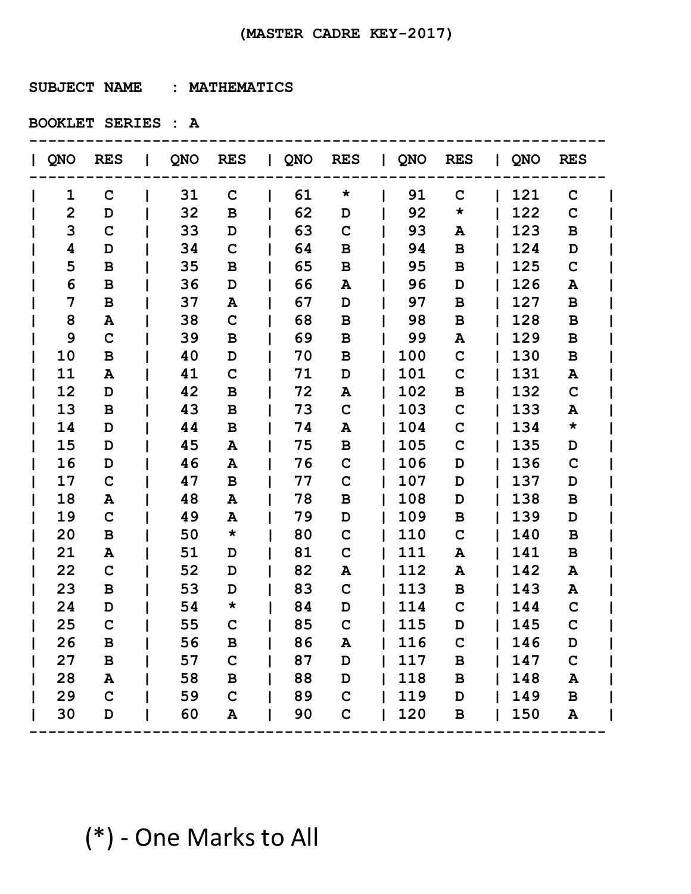(MASTER CADRE KEY-2017)

SUBJECT NAME : MATHEMATICS

BOOKLET SERIES : A

| QNO | RES | QNO | RES | QNO | RES | QNO | RES | QNO | RES |
|---|---|---|---|---|---|---|---|---|---|
| 1 | C | 31 | C | 61 | * | 91 | C | 121 | C |
| 2 | D | 32 | B | 62 | D | 92 | * | 122 | C |
| 3 | C | 33 | D | 63 | C | 93 | A | 123 | B |
| 4 | D | 34 | C | 64 | B | 94 | B | 124 | D |
| 5 | B | 35 | B | 65 | B | 95 | B | 125 | C |
| 6 | B | 36 | D | 66 | A | 96 | D | 126 | A |
| 7 | B | 37 | A | 67 | D | 97 | B | 127 | B |
| 8 | A | 38 | C | 68 | B | 98 | B | 128 | B |
| 9 | C | 39 | B | 69 | B | 99 | A | 129 | B |
| 10 | B | 40 | D | 70 | B | 100 | C | 130 | B |
| 11 | A | 41 | C | 71 | D | 101 | C | 131 | A |
| 12 | D | 42 | B | 72 | A | 102 | B | 132 | C |
| 13 | B | 43 | B | 73 | C | 103 | C | 133 | A |
| 14 | D | 44 | B | 74 | A | 104 | C | 134 | * |
| 15 | D | 45 | A | 75 | B | 105 | C | 135 | D |
| 16 | D | 46 | A | 76 | C | 106 | D | 136 | C |
| 17 | C | 47 | B | 77 | C | 107 | D | 137 | D |
| 18 | A | 48 | A | 78 | B | 108 | D | 138 | B |
| 19 | C | 49 | A | 79 | D | 109 | B | 139 | D |
| 20 | B | 50 | * | 80 | C | 110 | C | 140 | B |
| 21 | A | 51 | D | 81 | C | 111 | A | 141 | B |
| 22 | C | 52 | D | 82 | A | 112 | A | 142 | A |
| 23 | B | 53 | D | 83 | C | 113 | B | 143 | A |
| 24 | D | 54 | * | 84 | D | 114 | C | 144 | C |
| 25 | C | 55 | C | 85 | C | 115 | D | 145 | C |
| 26 | B | 56 | B | 86 | A | 116 | C | 146 | D |
| 27 | B | 57 | C | 87 | D | 117 | B | 147 | C |
| 28 | A | 58 | B | 88 | D | 118 | B | 148 | A |
| 29 | C | 59 | C | 89 | C | 119 | D | 149 | B |
| 30 | D | 60 | A | 90 | C | 120 | B | 150 | A |

(*) - One Marks to All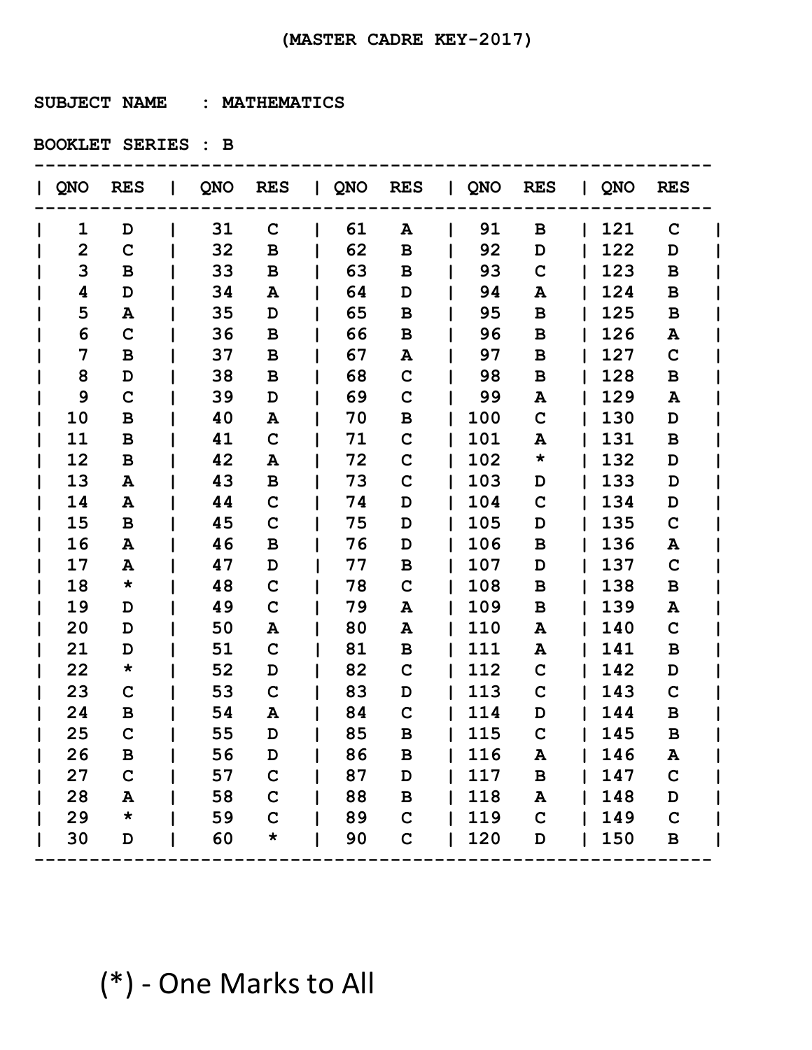# (MASTER CADRE KEY-2017)

**SUBJECT NAME : MATHEMATICS**

**BOOKLET SERIES : B**

| QNO | RES | QNO | RES | QNO | RES | QNO | RES | QNO | RES |
|---|---|---|---|---|---|---|---|---|---|
| 1 | D | 31 | C | 61 | A | 91 | B | 121 | C |
| 2 | C | 32 | B | 62 | B | 92 | D | 122 | D |
| 3 | B | 33 | B | 63 | B | 93 | C | 123 | B |
| 4 | D | 34 | A | 64 | D | 94 | A | 124 | B |
| 5 | A | 35 | D | 65 | B | 95 | B | 125 | B |
| 6 | C | 36 | B | 66 | B | 96 | B | 126 | A |
| 7 | B | 37 | B | 67 | A | 97 | B | 127 | C |
| 8 | D | 38 | B | 68 | C | 98 | B | 128 | B |
| 9 | C | 39 | D | 69 | C | 99 | A | 129 | A |
| 10 | B | 40 | A | 70 | B | 100 | C | 130 | D |
| 11 | B | 41 | C | 71 | C | 101 | A | 131 | B |
| 12 | B | 42 | A | 72 | C | 102 | * | 132 | D |
| 13 | A | 43 | B | 73 | C | 103 | D | 133 | D |
| 14 | A | 44 | C | 74 | D | 104 | C | 134 | D |
| 15 | B | 45 | C | 75 | D | 105 | D | 135 | C |
| 16 | A | 46 | B | 76 | D | 106 | B | 136 | A |
| 17 | A | 47 | D | 77 | B | 107 | D | 137 | C |
| 18 | * | 48 | C | 78 | C | 108 | B | 138 | B |
| 19 | D | 49 | C | 79 | A | 109 | B | 139 | A |
| 20 | D | 50 | A | 80 | A | 110 | A | 140 | C |
| 21 | D | 51 | C | 81 | B | 111 | A | 141 | B |
| 22 | * | 52 | D | 82 | C | 112 | C | 142 | D |
| 23 | C | 53 | C | 83 | D | 113 | C | 143 | C |
| 24 | B | 54 | A | 84 | C | 114 | D | 144 | B |
| 25 | C | 55 | D | 85 | B | 115 | C | 145 | B |
| 26 | B | 56 | D | 86 | B | 116 | A | 146 | A |
| 27 | C | 57 | C | 87 | D | 117 | B | 147 | C |
| 28 | A | 58 | C | 88 | B | 118 | A | 148 | D |
| 29 | * | 59 | C | 89 | C | 119 | C | 149 | C |
| 30 | D | 60 | * | 90 | C | 120 | D | 150 | B |

(*) - One Marks to All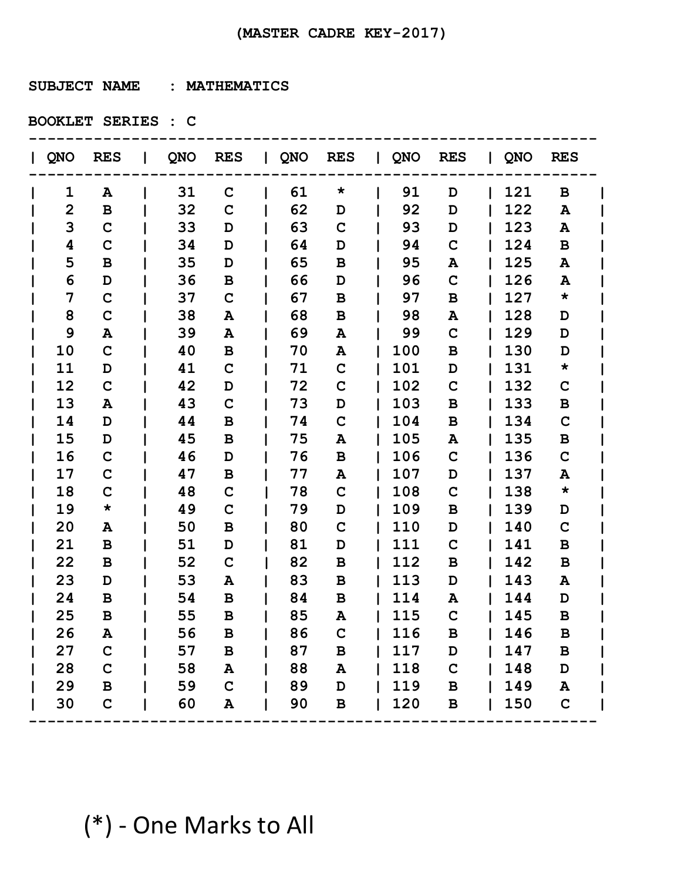(MASTER CADRE KEY-2017)

SUBJECT NAME : MATHEMATICS

BOOKLET SERIES : C

| QNO | RES | QNO | RES | QNO | RES | QNO | RES | QNO | RES |
|---|---|---|---|---|---|---|---|---|---|
| 1 | A | 31 | C | 61 | * | 91 | D | 121 | B |
| 2 | B | 32 | C | 62 | D | 92 | D | 122 | A |
| 3 | C | 33 | D | 63 | C | 93 | D | 123 | A |
| 4 | C | 34 | D | 64 | D | 94 | C | 124 | B |
| 5 | B | 35 | D | 65 | B | 95 | A | 125 | A |
| 6 | D | 36 | B | 66 | D | 96 | C | 126 | A |
| 7 | C | 37 | C | 67 | B | 97 | B | 127 | * |
| 8 | C | 38 | A | 68 | B | 98 | A | 128 | D |
| 9 | A | 39 | A | 69 | A | 99 | C | 129 | D |
| 10 | C | 40 | B | 70 | A | 100 | B | 130 | D |
| 11 | D | 41 | C | 71 | C | 101 | D | 131 | * |
| 12 | C | 42 | D | 72 | C | 102 | C | 132 | C |
| 13 | A | 43 | C | 73 | D | 103 | B | 133 | B |
| 14 | D | 44 | B | 74 | C | 104 | B | 134 | C |
| 15 | D | 45 | B | 75 | A | 105 | A | 135 | B |
| 16 | C | 46 | D | 76 | B | 106 | C | 136 | C |
| 17 | C | 47 | B | 77 | A | 107 | D | 137 | A |
| 18 | C | 48 | C | 78 | C | 108 | C | 138 | * |
| 19 | * | 49 | C | 79 | D | 109 | B | 139 | D |
| 20 | A | 50 | B | 80 | C | 110 | D | 140 | C |
| 21 | B | 51 | D | 81 | D | 111 | C | 141 | B |
| 22 | B | 52 | C | 82 | B | 112 | B | 142 | B |
| 23 | D | 53 | A | 83 | B | 113 | D | 143 | A |
| 24 | B | 54 | B | 84 | B | 114 | A | 144 | D |
| 25 | B | 55 | B | 85 | A | 115 | C | 145 | B |
| 26 | A | 56 | B | 86 | C | 116 | B | 146 | B |
| 27 | C | 57 | B | 87 | B | 117 | D | 147 | B |
| 28 | C | 58 | A | 88 | A | 118 | C | 148 | D |
| 29 | B | 59 | C | 89 | D | 119 | B | 149 | A |
| 30 | C | 60 | A | 90 | B | 120 | B | 150 | C |

(*) - One Marks to All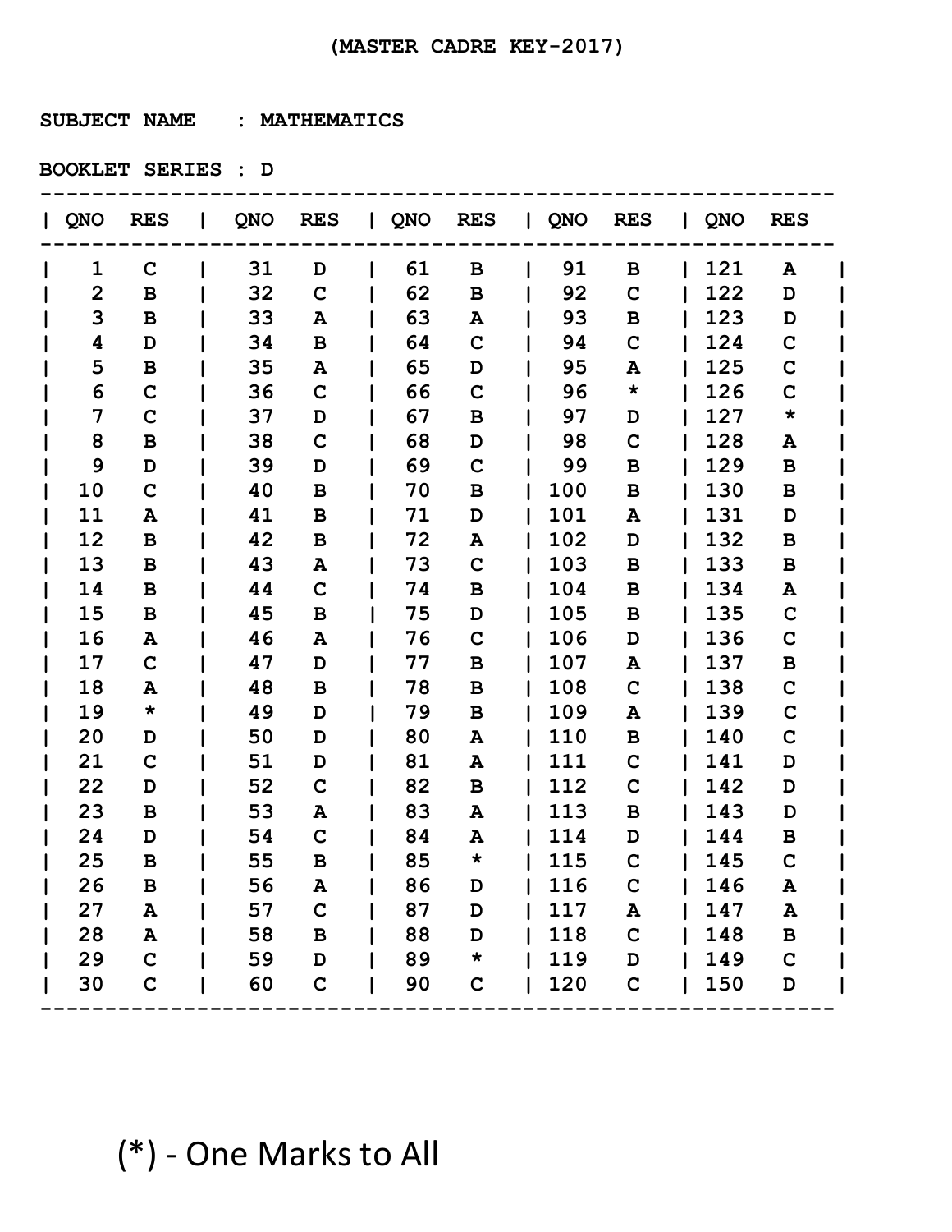(MASTER CADRE KEY-2017)

SUBJECT NAME : MATHEMATICS

BOOKLET SERIES : D

| QNO | RES | QNO | RES | QNO | RES | QNO | RES | QNO | RES |
|---|---|---|---|---|---|---|---|---|---|
| 1 | C | 31 | D | 61 | B | 91 | B | 121 | A |
| 2 | B | 32 | C | 62 | B | 92 | C | 122 | D |
| 3 | B | 33 | A | 63 | A | 93 | B | 123 | D |
| 4 | D | 34 | B | 64 | C | 94 | C | 124 | C |
| 5 | B | 35 | A | 65 | D | 95 | A | 125 | C |
| 6 | C | 36 | C | 66 | C | 96 | * | 126 | C |
| 7 | C | 37 | D | 67 | B | 97 | D | 127 | * |
| 8 | B | 38 | C | 68 | D | 98 | C | 128 | A |
| 9 | D | 39 | D | 69 | C | 99 | B | 129 | B |
| 10 | C | 40 | B | 70 | B | 100 | B | 130 | B |
| 11 | A | 41 | B | 71 | D | 101 | A | 131 | D |
| 12 | B | 42 | B | 72 | A | 102 | D | 132 | B |
| 13 | B | 43 | A | 73 | C | 103 | B | 133 | B |
| 14 | B | 44 | C | 74 | B | 104 | B | 134 | A |
| 15 | B | 45 | B | 75 | D | 105 | B | 135 | C |
| 16 | A | 46 | A | 76 | C | 106 | D | 136 | C |
| 17 | C | 47 | D | 77 | B | 107 | A | 137 | B |
| 18 | A | 48 | B | 78 | B | 108 | C | 138 | C |
| 19 | * | 49 | D | 79 | B | 109 | A | 139 | C |
| 20 | D | 50 | D | 80 | A | 110 | B | 140 | C |
| 21 | C | 51 | D | 81 | A | 111 | C | 141 | D |
| 22 | D | 52 | C | 82 | B | 112 | C | 142 | D |
| 23 | B | 53 | A | 83 | A | 113 | B | 143 | D |
| 24 | D | 54 | C | 84 | A | 114 | D | 144 | B |
| 25 | B | 55 | B | 85 | * | 115 | C | 145 | C |
| 26 | B | 56 | A | 86 | D | 116 | C | 146 | A |
| 27 | A | 57 | C | 87 | D | 117 | A | 147 | A |
| 28 | A | 58 | B | 88 | D | 118 | C | 148 | B |
| 29 | C | 59 | D | 89 | * | 119 | D | 149 | C |
| 30 | C | 60 | C | 90 | C | 120 | C | 150 | D |

(*) - One Marks to All